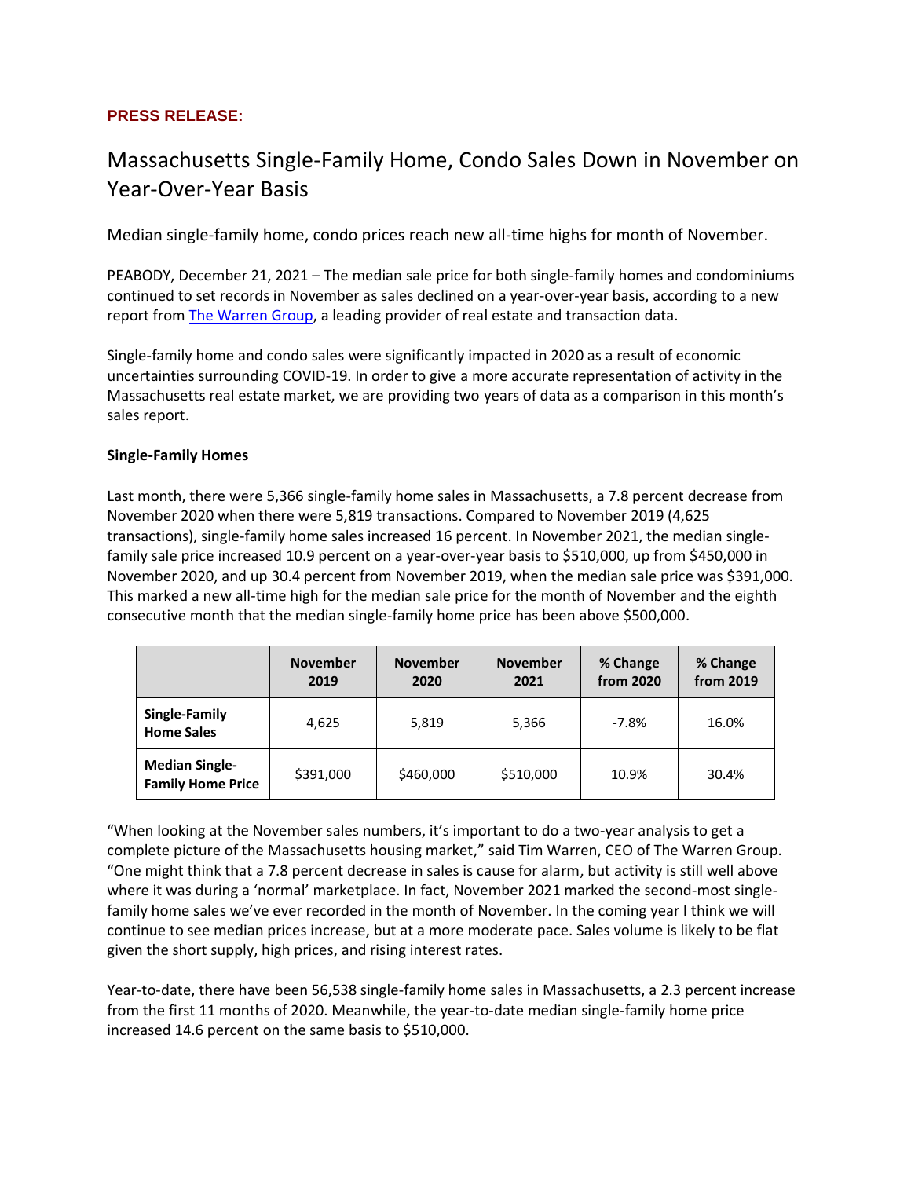**PRESS RELEASE:**

# Massachusetts Single-Family Home, Condo Sales Down in November on Year-Over-Year Basis

Median single-family home, condo prices reach new all-time highs for month of November.

PEABODY, December 21, 2021 – The median sale price for both single-family homes and condominiums continued to set records in November as sales declined on a year-over-year basis, according to a new report from The Warren Group, a leading provider of real estate and transaction data.

Single-family home and condo sales were significantly impacted in 2020 as a result of economic uncertainties surrounding COVID-19. In order to give a more accurate representation of activity in the Massachusetts real estate market, we are providing two years of data as a comparison in this month's sales report.

**Single-Family Homes**

Last month, there were 5,366 single-family home sales in Massachusetts, a 7.8 percent decrease from November 2020 when there were 5,819 transactions. Compared to November 2019 (4,625 transactions), single-family home sales increased 16 percent. In November 2021, the median single-family sale price increased 10.9 percent on a year-over-year basis to $510,000, up from $450,000 in November 2020, and up 30.4 percent from November 2019, when the median sale price was $391,000. This marked a new all-time high for the median sale price for the month of November and the eighth consecutive month that the median single-family home price has been above $500,000.

| | November 2019 | November 2020 | November 2021 | % Change from 2020 | % Change from 2019 |
|---|---|---|---|---|---|
| **Single-Family Home Sales** | 4,625 | 5,819 | 5,366 | -7.8% | 16.0% |
| **Median Single-Family Home Price** | $391,000 | $460,000 | $510,000 | 10.9% | 30.4% |

"When looking at the November sales numbers, it's important to do a two-year analysis to get a complete picture of the Massachusetts housing market," said Tim Warren, CEO of The Warren Group. "One might think that a 7.8 percent decrease in sales is cause for alarm, but activity is still well above where it was during a 'normal' marketplace. In fact, November 2021 marked the second-most single-family home sales we've ever recorded in the month of November. In the coming year I think we will continue to see median prices increase, but at a more moderate pace. Sales volume is likely to be flat given the short supply, high prices, and rising interest rates.

Year-to-date, there have been 56,538 single-family home sales in Massachusetts, a 2.3 percent increase from the first 11 months of 2020. Meanwhile, the year-to-date median single-family home price increased 14.6 percent on the same basis to $510,000.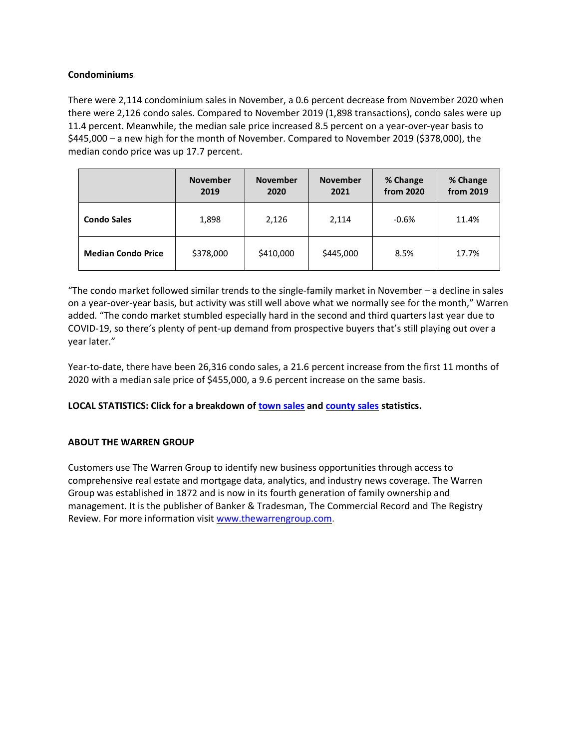**Condominiums**

There were 2,114 condominium sales in November, a 0.6 percent decrease from November 2020 when there were 2,126 condo sales. Compared to November 2019 (1,898 transactions), condo sales were up 11.4 percent. Meanwhile, the median sale price increased 8.5 percent on a year-over-year basis to $445,000 – a new high for the month of November. Compared to November 2019 ($378,000), the median condo price was up 17.7 percent.

| | November 2019 | November 2020 | November 2021 | % Change from 2020 | % Change from 2019 |
|---|---|---|---|---|---|
| **Condo Sales** | 1,898 | 2,126 | 2,114 | -0.6% | 11.4% |
| **Median Condo Price** | $378,000 | $410,000 | $445,000 | 8.5% | 17.7% |

"The condo market followed similar trends to the single-family market in November – a decline in sales on a year-over-year basis, but activity was still well above what we normally see for the month," Warren added. "The condo market stumbled especially hard in the second and third quarters last year due to COVID-19, so there's plenty of pent-up demand from prospective buyers that's still playing out over a year later."

Year-to-date, there have been 26,316 condo sales, a 21.6 percent increase from the first 11 months of 2020 with a median sale price of $455,000, a 9.6 percent increase on the same basis.

**LOCAL STATISTICS: Click for a breakdown of town sales and county sales statistics.**

**ABOUT THE WARREN GROUP**

Customers use The Warren Group to identify new business opportunities through access to comprehensive real estate and mortgage data, analytics, and industry news coverage. The Warren Group was established in 1872 and is now in its fourth generation of family ownership and management. It is the publisher of Banker & Tradesman, The Commercial Record and The Registry Review. For more information visit www.thewarrengroup.com.